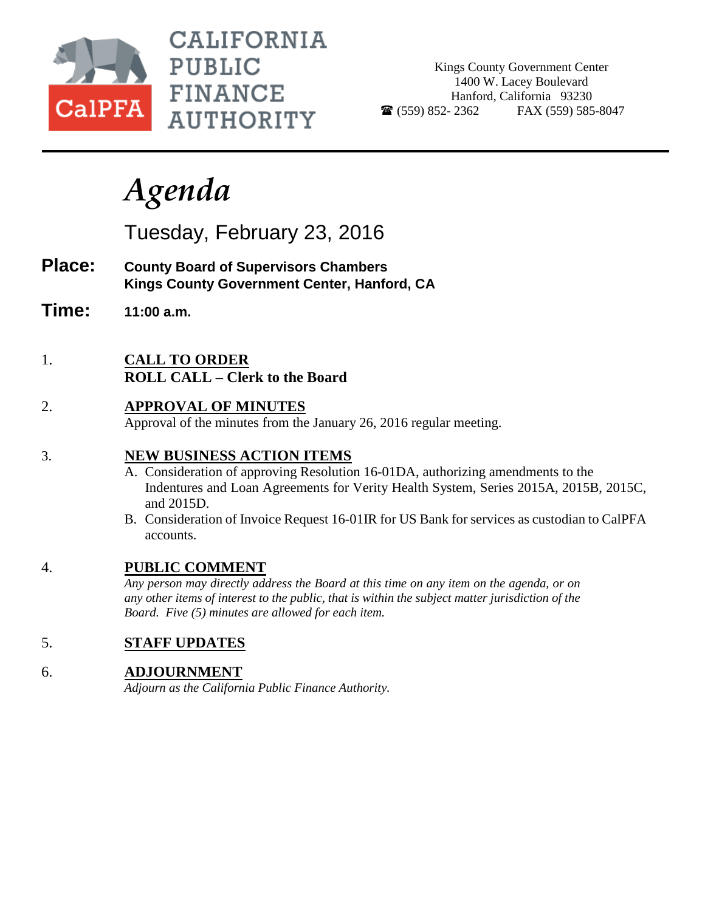CALIFORNIA PUBLIC FINANCE AUTHORITY

CalPFA

Kings County Government Center
1400 W. Lacey Boulevard
Hanford, California 93230
☎ (559) 852- 2362 FAX (559) 585-8047

# *Agenda*

Tuesday, February 23, 2016

**Place:** **County Board of Supervisors Chambers**
**Kings County Government Center, Hanford, CA**

**Time:** **11:00 a.m.**

1. **CALL TO ORDER**
   **ROLL CALL – Clerk to the Board**

2. **APPROVAL OF MINUTES**
   Approval of the minutes from the January 26, 2016 regular meeting.

3. **NEW BUSINESS ACTION ITEMS**
   A. Consideration of approving Resolution 16-01DA, authorizing amendments to the Indentures and Loan Agreements for Verity Health System, Series 2015A, 2015B, 2015C, and 2015D.
   B. Consideration of Invoice Request 16-01IR for US Bank for services as custodian to CalPFA accounts.

4. **PUBLIC COMMENT**
   *Any person may directly address the Board at this time on any item on the agenda, or on any other items of interest to the public, that is within the subject matter jurisdiction of the Board. Five (5) minutes are allowed for each item.*

5. **STAFF UPDATES**

6. **ADJOURNMENT**
   *Adjourn as the California Public Finance Authority.*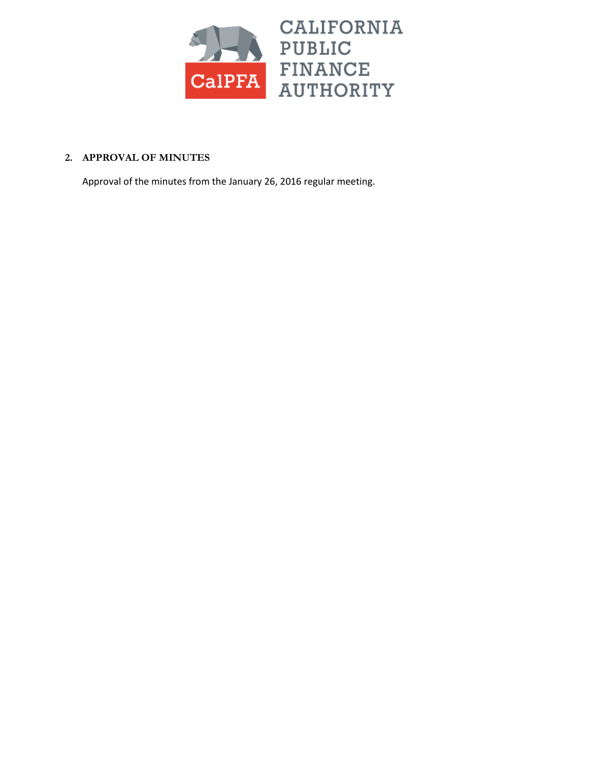**2. APPROVAL OF MINUTES**

Approval of the minutes from the January 26, 2016 regular meeting.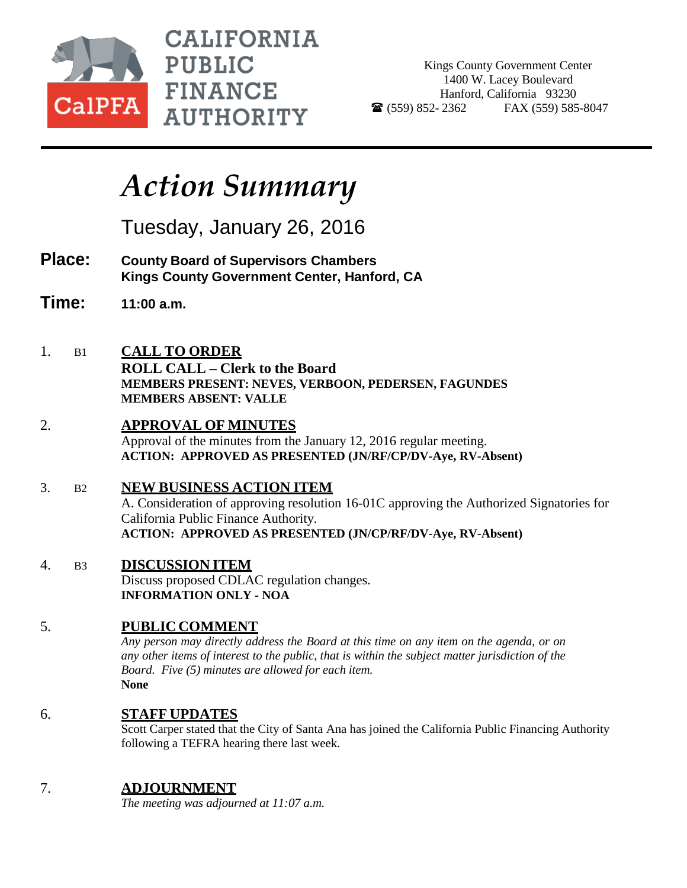**CALIFORNIA PUBLIC FINANCE AUTHORITY**

CalPFA

Kings County Government Center
1400 W. Lacey Boulevard
Hanford, California 93230
☎ (559) 852- 2362 FAX (559) 585-8047

# *Action Summary*

## Tuesday, January 26, 2016

**Place:** **County Board of Supervisors Chambers**
**Kings County Government Center, Hanford, CA**

**Time:** **11:00 a.m.**

1. B1 **CALL TO ORDER**
   **ROLL CALL – Clerk to the Board**
   **MEMBERS PRESENT: NEVES, VERBOON, PEDERSEN, FAGUNDES**
   **MEMBERS ABSENT: VALLE**

2. **APPROVAL OF MINUTES**
   Approval of the minutes from the January 12, 2016 regular meeting.
   **ACTION: APPROVED AS PRESENTED (JN/RF/CP/DV-Aye, RV-Absent)**

3. B2 **NEW BUSINESS ACTION ITEM**
   A. Consideration of approving resolution 16-01C approving the Authorized Signatories for California Public Finance Authority.
   **ACTION: APPROVED AS PRESENTED (JN/CP/RF/DV-Aye, RV-Absent)**

4. B3 **DISCUSSION ITEM**
   Discuss proposed CDLAC regulation changes.
   **INFORMATION ONLY - NOA**

5. **PUBLIC COMMENT**
   *Any person may directly address the Board at this time on any item on the agenda, or on any other items of interest to the public, that is within the subject matter jurisdiction of the Board. Five (5) minutes are allowed for each item.*
   **None**

6. **STAFF UPDATES**
   Scott Carper stated that the City of Santa Ana has joined the California Public Financing Authority following a TEFRA hearing there last week.

7. **ADJOURNMENT**
   *The meeting was adjourned at 11:07 a.m.*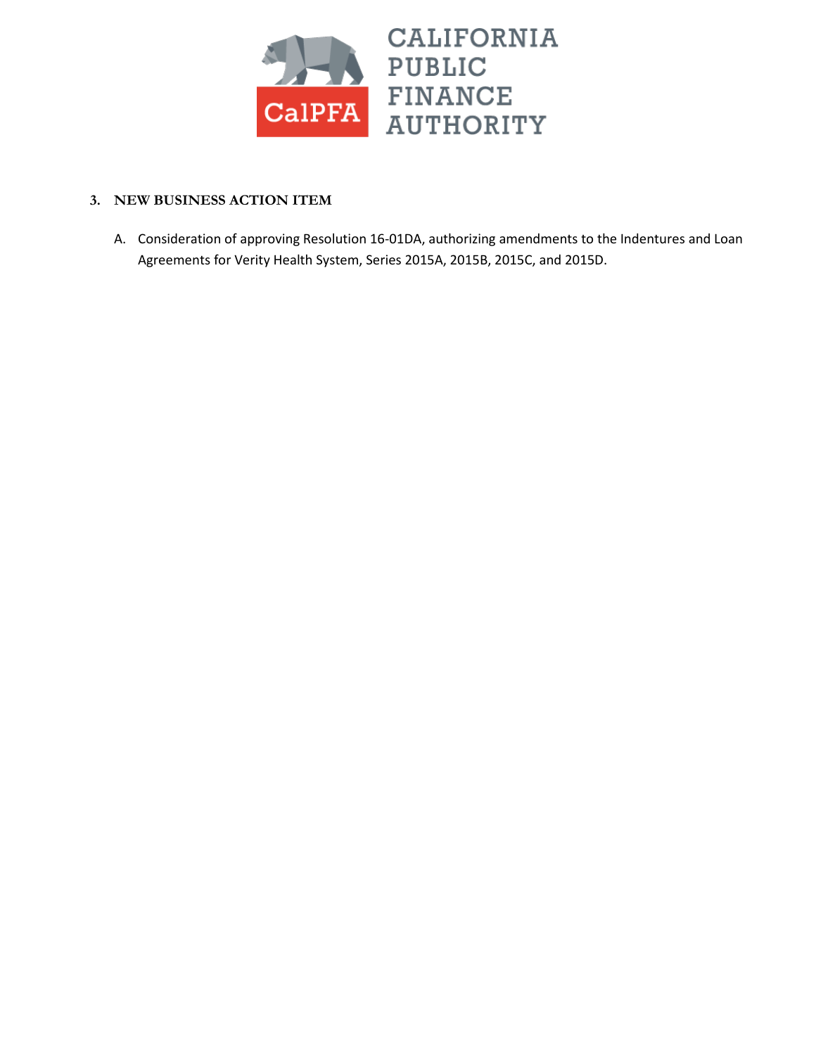CALIFORNIA PUBLIC FINANCE AUTHORITY

CalPFA

### 3. NEW BUSINESS ACTION ITEM

A. Consideration of approving Resolution 16-01DA, authorizing amendments to the Indentures and Loan Agreements for Verity Health System, Series 2015A, 2015B, 2015C, and 2015D.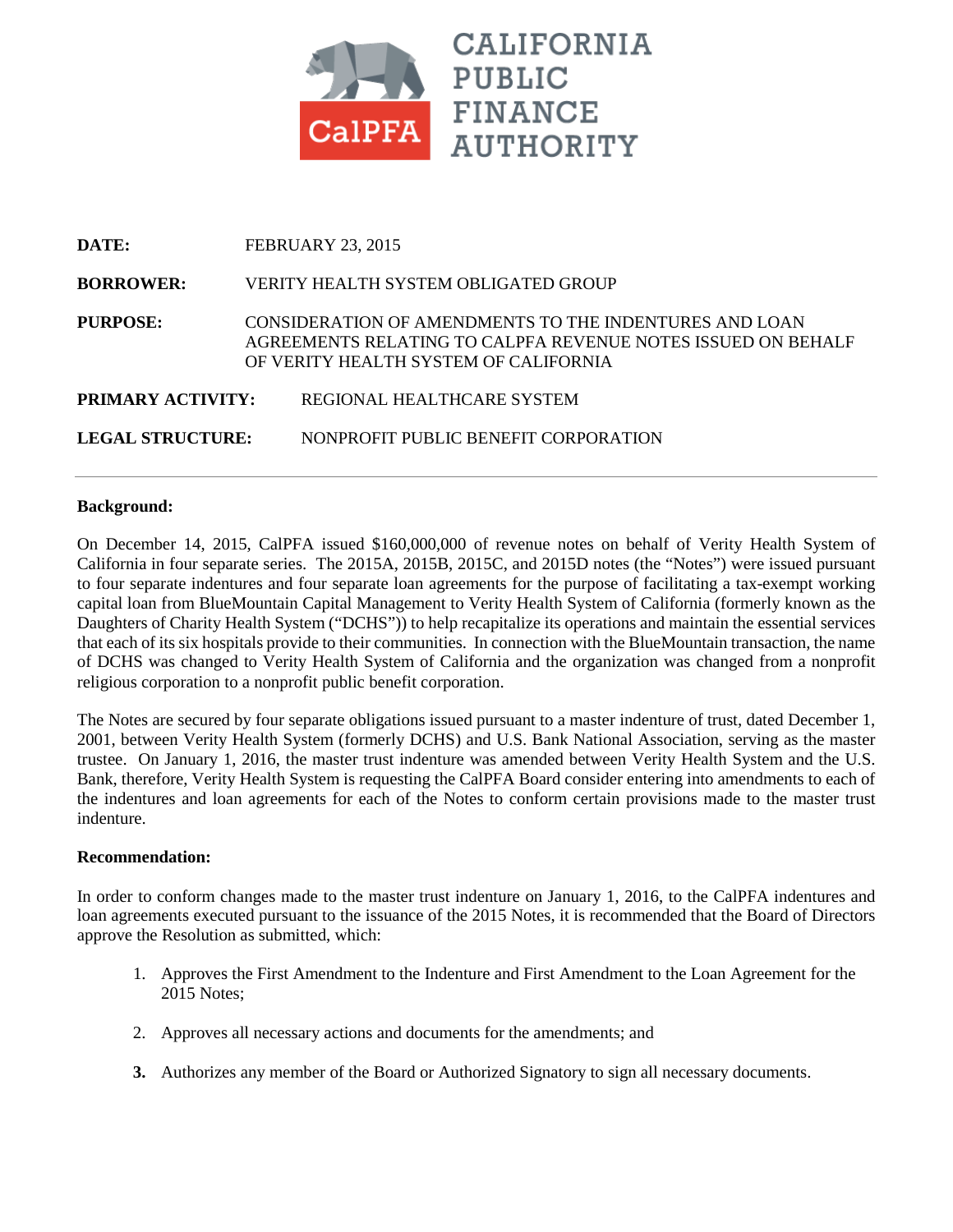CALIFORNIA PUBLIC FINANCE AUTHORITY

**DATE:** FEBRUARY 23, 2015

**BORROWER:** VERITY HEALTH SYSTEM OBLIGATED GROUP

**PURPOSE:** CONSIDERATION OF AMENDMENTS TO THE INDENTURES AND LOAN AGREEMENTS RELATING TO CALPFA REVENUE NOTES ISSUED ON BEHALF OF VERITY HEALTH SYSTEM OF CALIFORNIA

**PRIMARY ACTIVITY:** REGIONAL HEALTHCARE SYSTEM

**LEGAL STRUCTURE:** NONPROFIT PUBLIC BENEFIT CORPORATION

---

**Background:**

On December 14, 2015, CalPFA issued $160,000,000 of revenue notes on behalf of Verity Health System of California in four separate series. The 2015A, 2015B, 2015C, and 2015D notes (the "Notes") were issued pursuant to four separate indentures and four separate loan agreements for the purpose of facilitating a tax-exempt working capital loan from BlueMountain Capital Management to Verity Health System of California (formerly known as the Daughters of Charity Health System ("DCHS")) to help recapitalize its operations and maintain the essential services that each of its six hospitals provide to their communities. In connection with the BlueMountain transaction, the name of DCHS was changed to Verity Health System of California and the organization was changed from a nonprofit religious corporation to a nonprofit public benefit corporation.

The Notes are secured by four separate obligations issued pursuant to a master indenture of trust, dated December 1, 2001, between Verity Health System (formerly DCHS) and U.S. Bank National Association, serving as the master trustee. On January 1, 2016, the master trust indenture was amended between Verity Health System and the U.S. Bank, therefore, Verity Health System is requesting the CalPFA Board consider entering into amendments to each of the indentures and loan agreements for each of the Notes to conform certain provisions made to the master trust indenture.

**Recommendation:**

In order to conform changes made to the master trust indenture on January 1, 2016, to the CalPFA indentures and loan agreements executed pursuant to the issuance of the 2015 Notes, it is recommended that the Board of Directors approve the Resolution as submitted, which:

1. Approves the First Amendment to the Indenture and First Amendment to the Loan Agreement for the 2015 Notes;
2. Approves all necessary actions and documents for the amendments; and
3. Authorizes any member of the Board or Authorized Signatory to sign all necessary documents.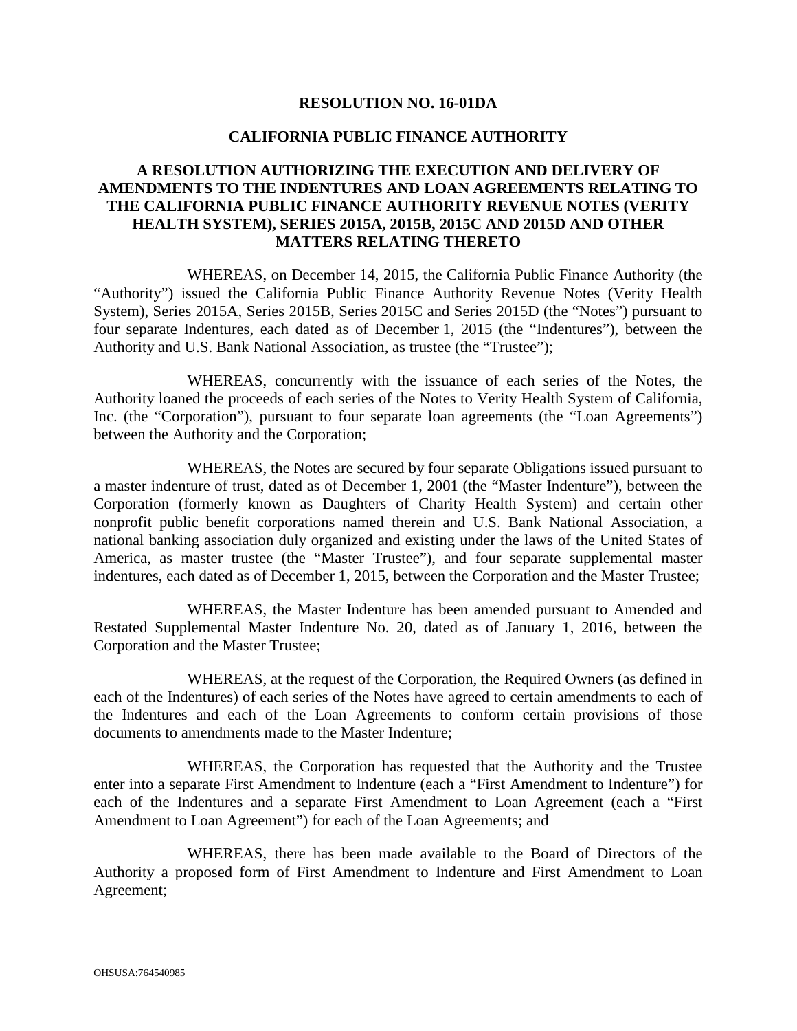**RESOLUTION NO. 16-01DA**

**CALIFORNIA PUBLIC FINANCE AUTHORITY**

**A RESOLUTION AUTHORIZING THE EXECUTION AND DELIVERY OF AMENDMENTS TO THE INDENTURES AND LOAN AGREEMENTS RELATING TO THE CALIFORNIA PUBLIC FINANCE AUTHORITY REVENUE NOTES (VERITY HEALTH SYSTEM), SERIES 2015A, 2015B, 2015C AND 2015D AND OTHER MATTERS RELATING THERETO**

WHEREAS, on December 14, 2015, the California Public Finance Authority (the "Authority") issued the California Public Finance Authority Revenue Notes (Verity Health System), Series 2015A, Series 2015B, Series 2015C and Series 2015D (the "Notes") pursuant to four separate Indentures, each dated as of December 1, 2015 (the "Indentures"), between the Authority and U.S. Bank National Association, as trustee (the "Trustee");

WHEREAS, concurrently with the issuance of each series of the Notes, the Authority loaned the proceeds of each series of the Notes to Verity Health System of California, Inc. (the "Corporation"), pursuant to four separate loan agreements (the "Loan Agreements") between the Authority and the Corporation;

WHEREAS, the Notes are secured by four separate Obligations issued pursuant to a master indenture of trust, dated as of December 1, 2001 (the "Master Indenture"), between the Corporation (formerly known as Daughters of Charity Health System) and certain other nonprofit public benefit corporations named therein and U.S. Bank National Association, a national banking association duly organized and existing under the laws of the United States of America, as master trustee (the "Master Trustee"), and four separate supplemental master indentures, each dated as of December 1, 2015, between the Corporation and the Master Trustee;

WHEREAS, the Master Indenture has been amended pursuant to Amended and Restated Supplemental Master Indenture No. 20, dated as of January 1, 2016, between the Corporation and the Master Trustee;

WHEREAS, at the request of the Corporation, the Required Owners (as defined in each of the Indentures) of each series of the Notes have agreed to certain amendments to each of the Indentures and each of the Loan Agreements to conform certain provisions of those documents to amendments made to the Master Indenture;

WHEREAS, the Corporation has requested that the Authority and the Trustee enter into a separate First Amendment to Indenture (each a "First Amendment to Indenture") for each of the Indentures and a separate First Amendment to Loan Agreement (each a "First Amendment to Loan Agreement") for each of the Loan Agreements; and

WHEREAS, there has been made available to the Board of Directors of the Authority a proposed form of First Amendment to Indenture and First Amendment to Loan Agreement;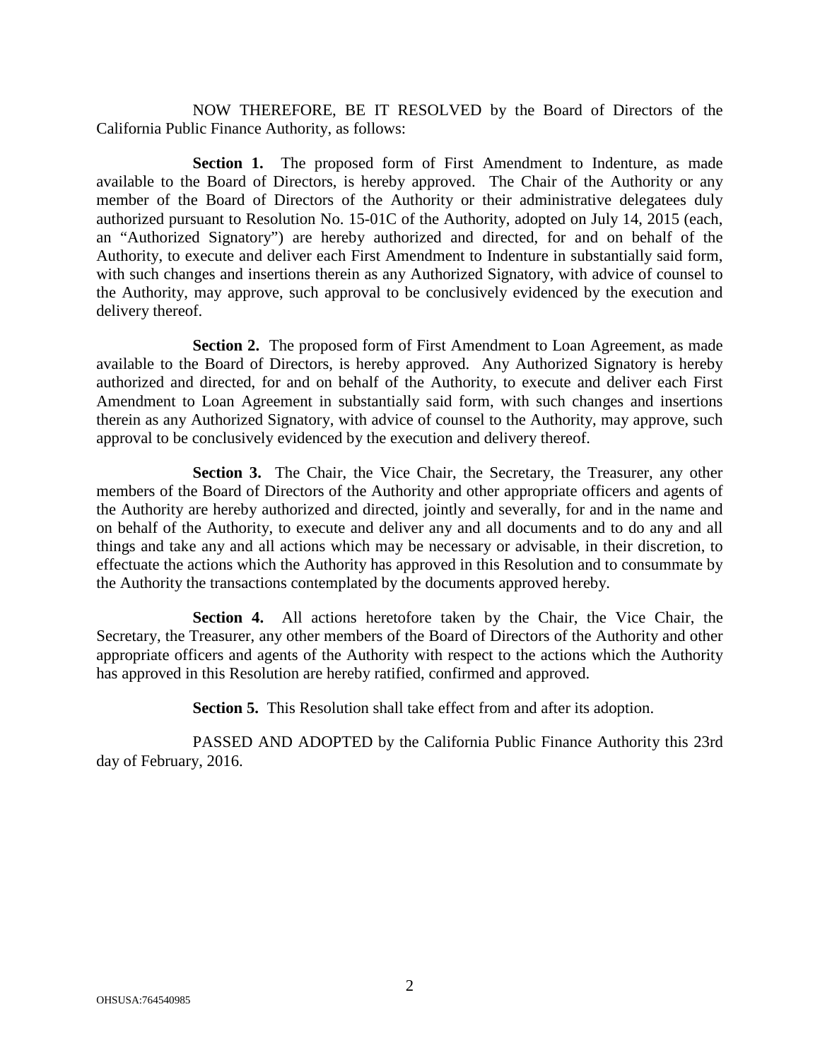NOW THEREFORE, BE IT RESOLVED by the Board of Directors of the California Public Finance Authority, as follows:

**Section 1.** The proposed form of First Amendment to Indenture, as made available to the Board of Directors, is hereby approved. The Chair of the Authority or any member of the Board of Directors of the Authority or their administrative delegatees duly authorized pursuant to Resolution No. 15-01C of the Authority, adopted on July 14, 2015 (each, an "Authorized Signatory") are hereby authorized and directed, for and on behalf of the Authority, to execute and deliver each First Amendment to Indenture in substantially said form, with such changes and insertions therein as any Authorized Signatory, with advice of counsel to the Authority, may approve, such approval to be conclusively evidenced by the execution and delivery thereof.

**Section 2.** The proposed form of First Amendment to Loan Agreement, as made available to the Board of Directors, is hereby approved. Any Authorized Signatory is hereby authorized and directed, for and on behalf of the Authority, to execute and deliver each First Amendment to Loan Agreement in substantially said form, with such changes and insertions therein as any Authorized Signatory, with advice of counsel to the Authority, may approve, such approval to be conclusively evidenced by the execution and delivery thereof.

**Section 3.** The Chair, the Vice Chair, the Secretary, the Treasurer, any other members of the Board of Directors of the Authority and other appropriate officers and agents of the Authority are hereby authorized and directed, jointly and severally, for and in the name and on behalf of the Authority, to execute and deliver any and all documents and to do any and all things and take any and all actions which may be necessary or advisable, in their discretion, to effectuate the actions which the Authority has approved in this Resolution and to consummate by the Authority the transactions contemplated by the documents approved hereby.

**Section 4.** All actions heretofore taken by the Chair, the Vice Chair, the Secretary, the Treasurer, any other members of the Board of Directors of the Authority and other appropriate officers and agents of the Authority with respect to the actions which the Authority has approved in this Resolution are hereby ratified, confirmed and approved.

**Section 5.** This Resolution shall take effect from and after its adoption.

PASSED AND ADOPTED by the California Public Finance Authority this 23rd day of February, 2016.

OHSUSA:764540985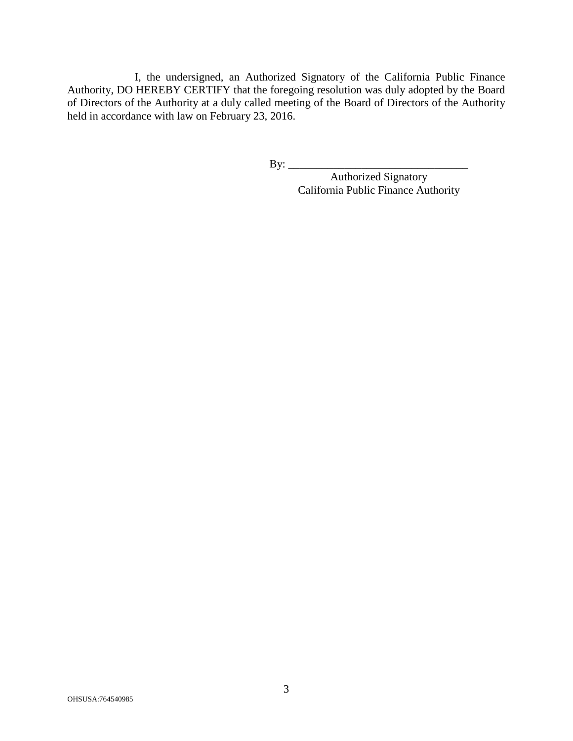I, the undersigned, an Authorized Signatory of the California Public Finance Authority, DO HEREBY CERTIFY that the foregoing resolution was duly adopted by the Board of Directors of the Authority at a duly called meeting of the Board of Directors of the Authority held in accordance with law on February 23, 2016.

By: \_\_\_\_\_\_\_\_\_\_\_\_\_\_\_\_\_\_\_\_\_\_\_\_\_\_\_\_\_\_\_\_
Authorized Signatory
California Public Finance Authority

OHSUSA:764540985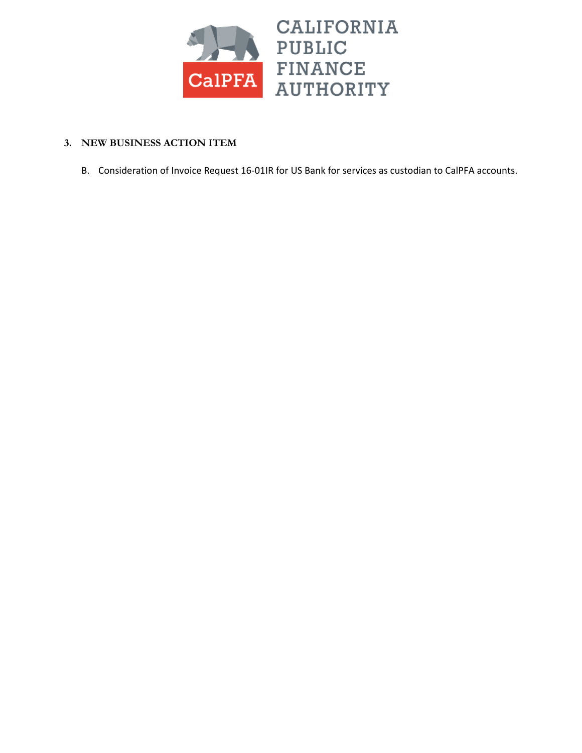CALIFORNIA PUBLIC FINANCE AUTHORITY

CalPFA

3. **NEW BUSINESS ACTION ITEM**

   B. Consideration of Invoice Request 16-01IR for US Bank for services as custodian to CalPFA accounts.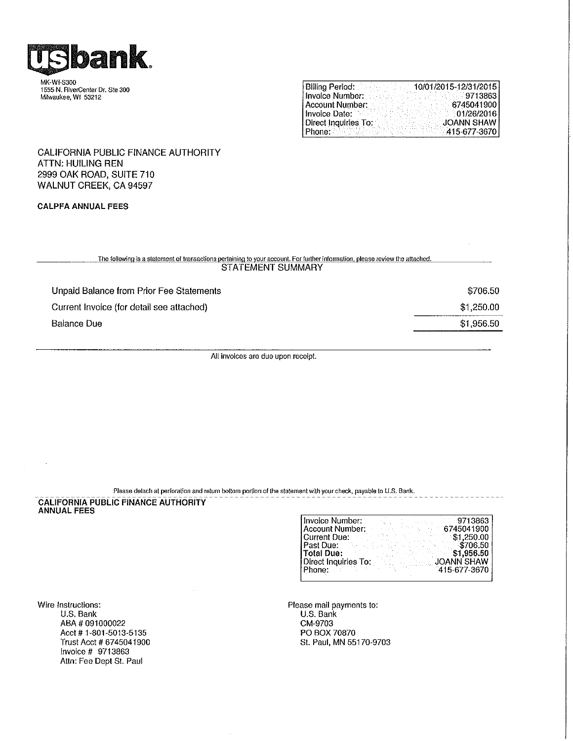**usbank**

MK-WI-S300
1555 N. RiverCenter Dr. Ste 300
Milwaukee, WI 53212

| | |
|---|---|
| Billing Period: | 10/01/2015-12/31/2015 |
| Invoice Number: | 9713863 |
| Account Number: | 6745041900 |
| Invoice Date: | 01/26/2016 |
| Direct Inquiries To: | JOANN SHAW |
| Phone: | 415-677-3670 |

CALIFORNIA PUBLIC FINANCE AUTHORITY
ATTN: HUILING REN
2999 OAK ROAD, SUITE 710
WALNUT CREEK, CA 94597

**CALPFA ANNUAL FEES**

The following is a statement of transactions pertaining to your account. For further information, please review the attached.

## STATEMENT SUMMARY

| | |
|---|---|
| Unpaid Balance from Prior Fee Statements | $706.50 |
| Current Invoice (for detail see attached) | $1,250.00 |
| Balance Due | $1,956.50 |

All invoices are due upon receipt.

Please detach at perforation and return bottom portion of the statement with your check, payable to U.S. Bank.

**CALIFORNIA PUBLIC FINANCE AUTHORITY**
**ANNUAL FEES**

| | |
|---|---|
| Invoice Number: | 9713863 |
| Account Number: | 6745041900 |
| Current Due: | $1,250.00 |
| Past Due: | $706.50 |
| **Total Due:** | **$1,956.50** |
| Direct Inquiries To: | JOANN SHAW |
| Phone: | 415-677-3670 |

Wire Instructions:
U.S. Bank
ABA # 091000022
Acct # 1-801-5013-5135
Trust Acct # 6745041900
Invoice # 9713863
Attn: Fee Dept St. Paul

Please mail payments to:
U.S. Bank
CM-9703
PO BOX 70870
St. Paul, MN 55170-9703